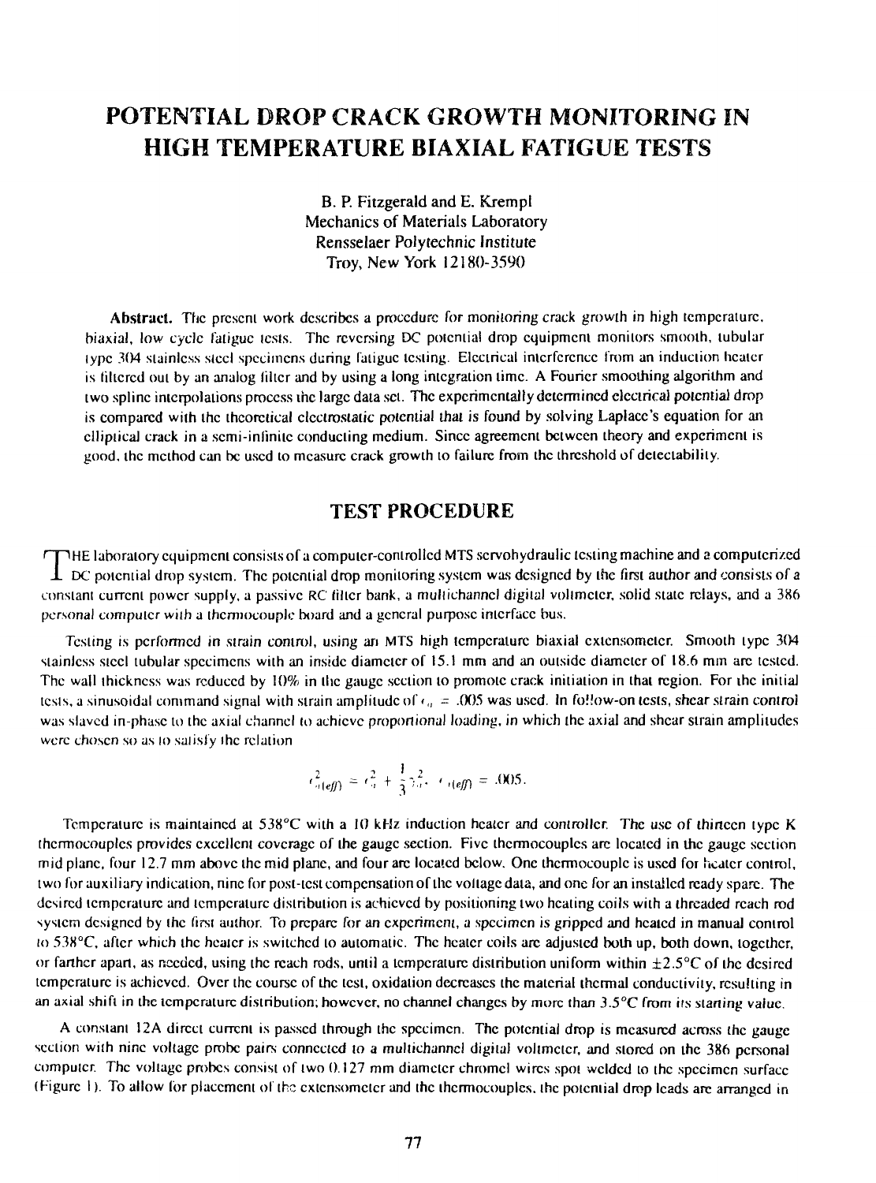# POTENTIAL DROP CRACK GROWTH MONITORING IN HIGH TEMPERATURE BIAXIAL FATIGUE TESTS

B. P. Fitzgerald and E. Krempl
Mechanics of Materials Laboratory
Rensselaer Polytechnic Institute
Troy, New York 12180-3590

**Abstract.** The present work describes a procedure for monitoring crack growth in high temperature, biaxial, low cycle fatigue tests. The reversing DC potential drop equipment monitors smooth, tubular type 304 stainless steel specimens during fatigue testing. Electrical interference from an induction heater is filtered out by an analog filter and by using a long integration time. A Fourier smoothing algorithm and two spline interpolations process the large data set. The experimentally determined electrical potential drop is compared with the theoretical electrostatic potential that is found by solving Laplace's equation for an elliptical crack in a semi-infinite conducting medium. Since agreement between theory and experiment is good, the method can be used to measure crack growth to failure from the threshold of detectability.

## TEST PROCEDURE

THE laboratory equipment consists of a computer-controlled MTS servohydraulic testing machine and a computerized DC potential drop system. The potential drop monitoring system was designed by the first author and consists of a constant current power supply, a passive RC filter bank, a multichannel digital voltmeter, solid state relays, and a 386 personal computer with a thermocouple board and a general purpose interface bus.

Testing is performed in strain control, using an MTS high temperature biaxial extensometer. Smooth type 304 stainless steel tubular specimens with an inside diameter of 15.1 mm and an outside diameter of 18.6 mm are tested. The wall thickness was reduced by 10% in the gauge section to promote crack initiation in that region. For the initial tests, a sinusoidal command signal with strain amplitude of $\epsilon_a = .005$ was used. In follow-on tests, shear strain control was slaved in-phase to the axial channel to achieve proportional loading, in which the axial and shear strain amplitudes were chosen so as to satisfy the relation

$$\epsilon_{a(eff)}^2 = \epsilon_a^2 + \frac{1}{3}\gamma_a^2, \quad \epsilon_{a(eff)} = .005.$$

Temperature is maintained at 538°C with a 10 kHz induction heater and controller. The use of thirteen type K thermocouples provides excellent coverage of the gauge section. Five thermocouples are located in the gauge section mid plane, four 12.7 mm above the mid plane, and four are located below. One thermocouple is used for heater control, two for auxiliary indication, nine for post-test compensation of the voltage data, and one for an installed ready spare. The desired temperature and temperature distribution is achieved by positioning two heating coils with a threaded reach rod system designed by the first author. To prepare for an experiment, a specimen is gripped and heated in manual control to 538°C, after which the heater is switched to automatic. The heater coils are adjusted both up, both down, together, or farther apart, as needed, using the reach rods, until a temperature distribution uniform within ±2.5°C of the desired temperature is achieved. Over the course of the test, oxidation decreases the material thermal conductivity, resulting in an axial shift in the temperature distribution; however, no channel changes by more than 3.5°C from its starting value.

A constant 12A direct current is passed through the specimen. The potential drop is measured across the gauge section with nine voltage probe pairs connected to a multichannel digital voltmeter, and stored on the 386 personal computer. The voltage probes consist of two 0.127 mm diameter chromel wires spot welded to the specimen surface (Figure 1). To allow for placement of the extensometer and the thermocouples, the potential drop leads are arranged in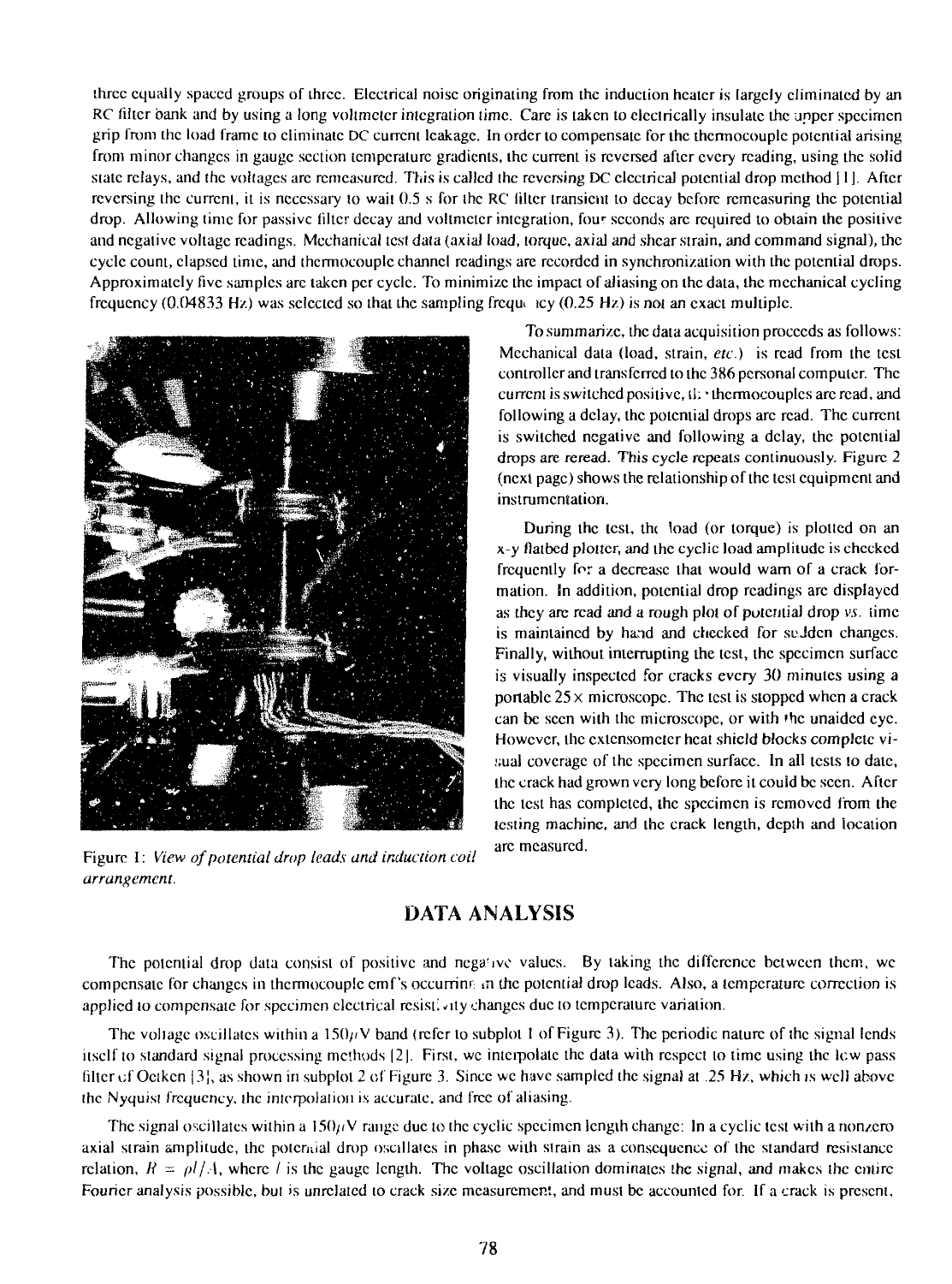three equally spaced groups of three. Electrical noise originating from the induction heater is largely eliminated by an RC filter bank and by using a long voltmeter integration time. Care is taken to electrically insulate the upper specimen grip from the load frame to eliminate DC current leakage. In order to compensate for the thermocouple potential arising from minor changes in gauge section temperature gradients, the current is reversed after every reading, using the solid state relays, and the voltages are remeasured. This is called the reversing DC electrical potential drop method [1]. After reversing the current, it is necessary to wait 0.5 s for the RC filter transient to decay before remeasuring the potential drop. Allowing time for passive filter decay and voltmeter integration, four seconds are required to obtain the positive and negative voltage readings. Mechanical test data (axial load, torque, axial and shear strain, and command signal), the cycle count, elapsed time, and thermocouple channel readings are recorded in synchronization with the potential drops. Approximately five samples are taken per cycle. To minimize the impact of aliasing on the data, the mechanical cycling frequency (0.04833 Hz) was selected so that the sampling frequency (0.25 Hz) is not an exact multiple.

Figure 1: *View of potential drop leads and induction coil arrangement.*

To summarize, the data acquisition proceeds as follows: Mechanical data (load, strain, *etc.*) is read from the test controller and transferred to the 386 personal computer. The current is switched positive, the thermocouples are read, and following a delay, the potential drops are read. The current is switched negative and following a delay, the potential drops are reread. This cycle repeats continuously. Figure 2 (next page) shows the relationship of the test equipment and instrumentation.

During the test, the load (or torque) is plotted on an x-y flatbed plotter, and the cyclic load amplitude is checked frequently for a decrease that would warn of a crack formation. In addition, potential drop readings are displayed as they are read and a rough plot of potential drop *vs.* time is maintained by hand and checked for sudden changes. Finally, without interrupting the test, the specimen surface is visually inspected for cracks every 30 minutes using a portable 25× microscope. The test is stopped when a crack can be seen with the microscope, or with the unaided eye. However, the extensometer heat shield blocks complete visual coverage of the specimen surface. In all tests to date, the crack had grown very long before it could be seen. After the test has completed, the specimen is removed from the testing machine, and the crack length, depth and location are measured.

## DATA ANALYSIS

The potential drop data consist of positive and negative values. By taking the difference between them, we compensate for changes in thermocouple emf's occurring in the potential drop leads. Also, a temperature correction is applied to compensate for specimen electrical resistivity changes due to temperature variation.

The voltage oscillates within a 150$\mu$V band (refer to subplot 1 of Figure 3). The periodic nature of the signal lends itself to standard signal processing methods [2]. First, we interpolate the data with respect to time using the low pass filter of Oetken [3], as shown in subplot 2 of Figure 3. Since we have sampled the signal at .25 Hz, which is well above the Nyquist frequency, the interpolation is accurate, and free of aliasing.

The signal oscillates within a 150$\mu$V range due to the cyclic specimen length change: In a cyclic test with a nonzero axial strain amplitude, the potential drop oscillates in phase with strain as a consequence of the standard resistance relation, $R = \rho l / A$, where $l$ is the gauge length. The voltage oscillation dominates the signal, and makes the entire Fourier analysis possible, but is unrelated to crack size measurement, and must be accounted for. If a crack is present,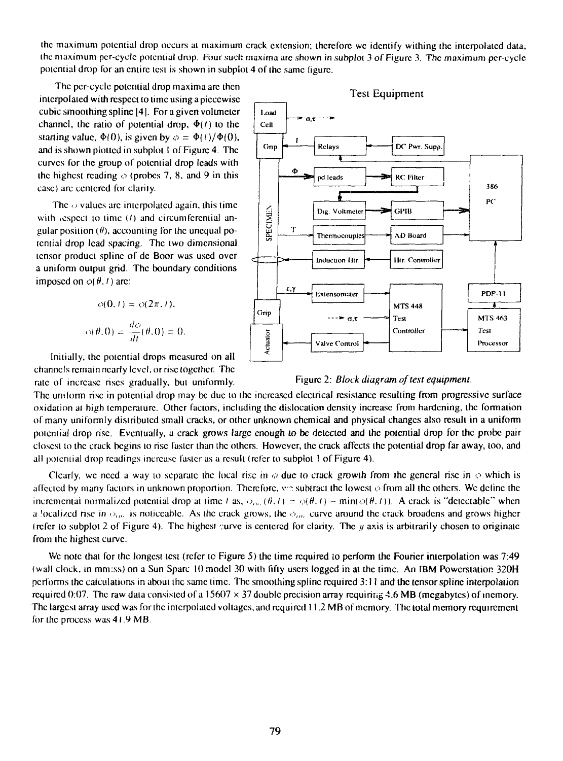the maximum potential drop occurs at maximum crack extension; therefore we identify withing the interpolated data, the maximum per-cycle potential drop. Four such maxima are shown in subplot 3 of Figure 3. The maximum per-cycle potential drop for an entire test is shown in subplot 4 of the same figure.

The per-cycle potential drop maxima are then interpolated with respect to time using a piecewise cubic smoothing spline [4]. For a given voltmeter channel, the ratio of potential drop, $\Phi(t)$ to the starting value, $\Phi(0)$, is given by $\phi = \Phi(t)/\Phi(0)$, and is shown plotted in subplot 1 of Figure 4. The curves for the group of potential drop leads with the highest reading $\phi$ (probes 7, 8, and 9 in this case) are centered for clarity.

The $\phi$ values are interpolated again, this time with respect to time ($t$) and circumferential angular position ($\theta$), accounting for the unequal potential drop lead spacing. The two dimensional tensor product spline of de Boor was used over a uniform output grid. The boundary conditions imposed on $\phi(\theta, t)$ are:

$$\phi(0, t) = \phi(2\pi, t),$$

$$\phi(\theta, 0) = \frac{d\phi}{dt}(\theta, 0) = 0.$$

Initially, the potential drops measured on all channels remain nearly level, or rise together. The rate of increase rises gradually, but uniformly. The uniform rise in potential drop may be due to the increased electrical resistance resulting from progressive surface oxidation at high temperature. Other factors, including the dislocation density increase from hardening, the formation of many uniformly distributed small cracks, or other unknown chemical and physical changes also result in a uniform potential drop rise. Eventually, a crack grows large enough to be detected and the potential drop for the probe pair closest to the crack begins to rise faster than the others. However, the crack affects the potential drop far away, too, and all potential drop readings increase faster as a result (refer to subplot 1 of Figure 4).

Test Equipment

Load Cell; σ,τ; Grip; I; Relays; DC Pwr. Supp.; Φ; pd leads; RC Filter; 386 PC; Dig. Voltmeter; GPIB; SPECIMEN; T; Thermocouples; AD Board; Induction Htr.; Htr. Controller; ε,γ; Extensometer; PDP-11; MTS 448 Test Controller; σ,τ; Grip; MTS 463 Test Processor; Actuator; Valve Control

Figure 2: *Block diagram of test equipment.*

Clearly, we need a way to separate the local rise in $\phi$ due to crack growth from the general rise in $\phi$ which is affected by many factors in unknown proportion. Therefore, we subtract the lowest $\phi$ from all the others. We define the incremental normalized potential drop at time $t$ as, $\phi_{inn}(\theta, t) = \phi(\theta, t) - \min(\phi(\theta, t))$. A crack is "detectable" when a localized rise in $\phi_{inn}$ is noticeable. As the crack grows, the $\phi_{inn}$ curve around the crack broadens and grows higher (refer to subplot 2 of Figure 4). The highest curve is centered for clarity. The $y$ axis is arbitrarily chosen to originate from the highest curve.

We note that for the longest test (refer to Figure 5) the time required to perform the Fourier interpolation was 7:49 (wall clock, in mm:ss) on a Sun Sparc 10 model 30 with fifty users logged in at the time. An IBM Powerstation 320H performs the calculations in about the same time. The smoothing spline required 3:11 and the tensor spline interpolation required 0:07. The raw data consisted of a 15607 × 37 double precision array requiring 4.6 MB (megabytes) of memory. The largest array used was for the interpolated voltages, and required 11.2 MB of memory. The total memory requirement for the process was 41.9 MB.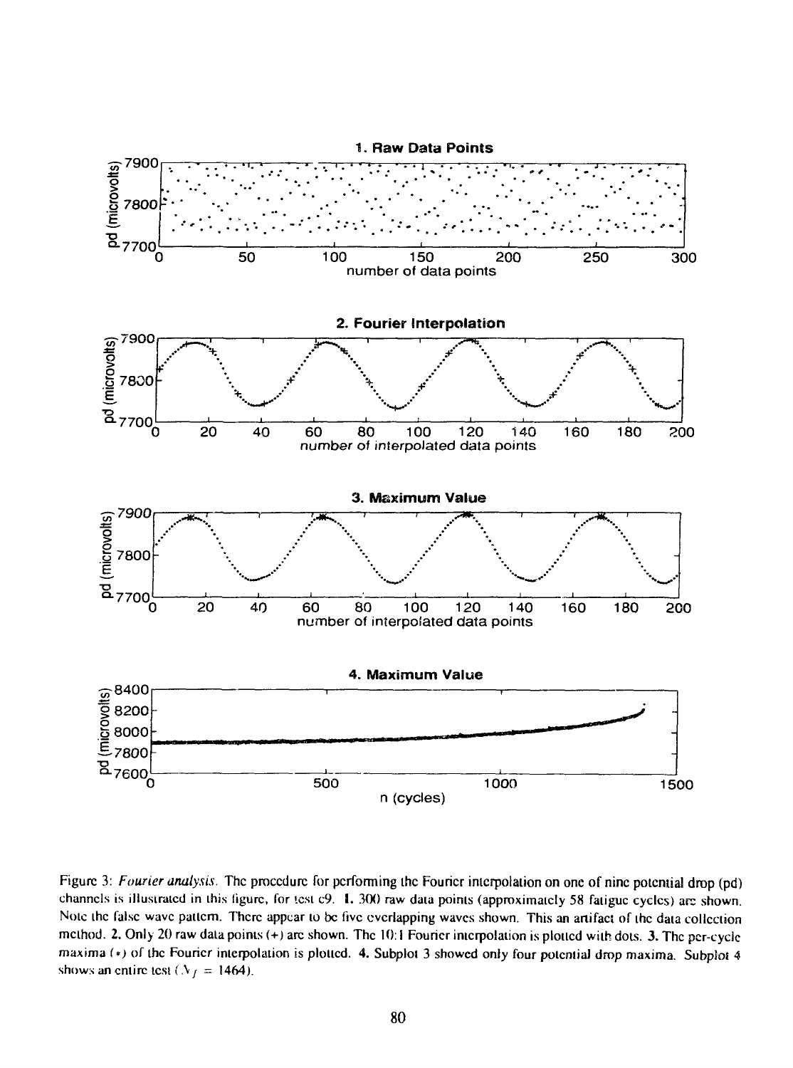Figure 3: *Fourier analysis.* The procedure for performing the Fourier interpolation on one of nine potential drop (pd) channels is illustrated in this figure, for test c9. **1.** 300 raw data points (approximately 58 fatigue cycles) are shown. Note the false wave pattern. There appear to be five overlapping waves shown. This an artifact of the data collection method. **2.** Only 20 raw data points (+) are shown. The 10:1 Fourier interpolation is plotted with dots. **3.** The per-cycle maxima (*) of the Fourier interpolation is plotted. **4.** Subplot 3 showed only four potential drop maxima. Subplot 4 shows an entire test ($N_f$ = 1464).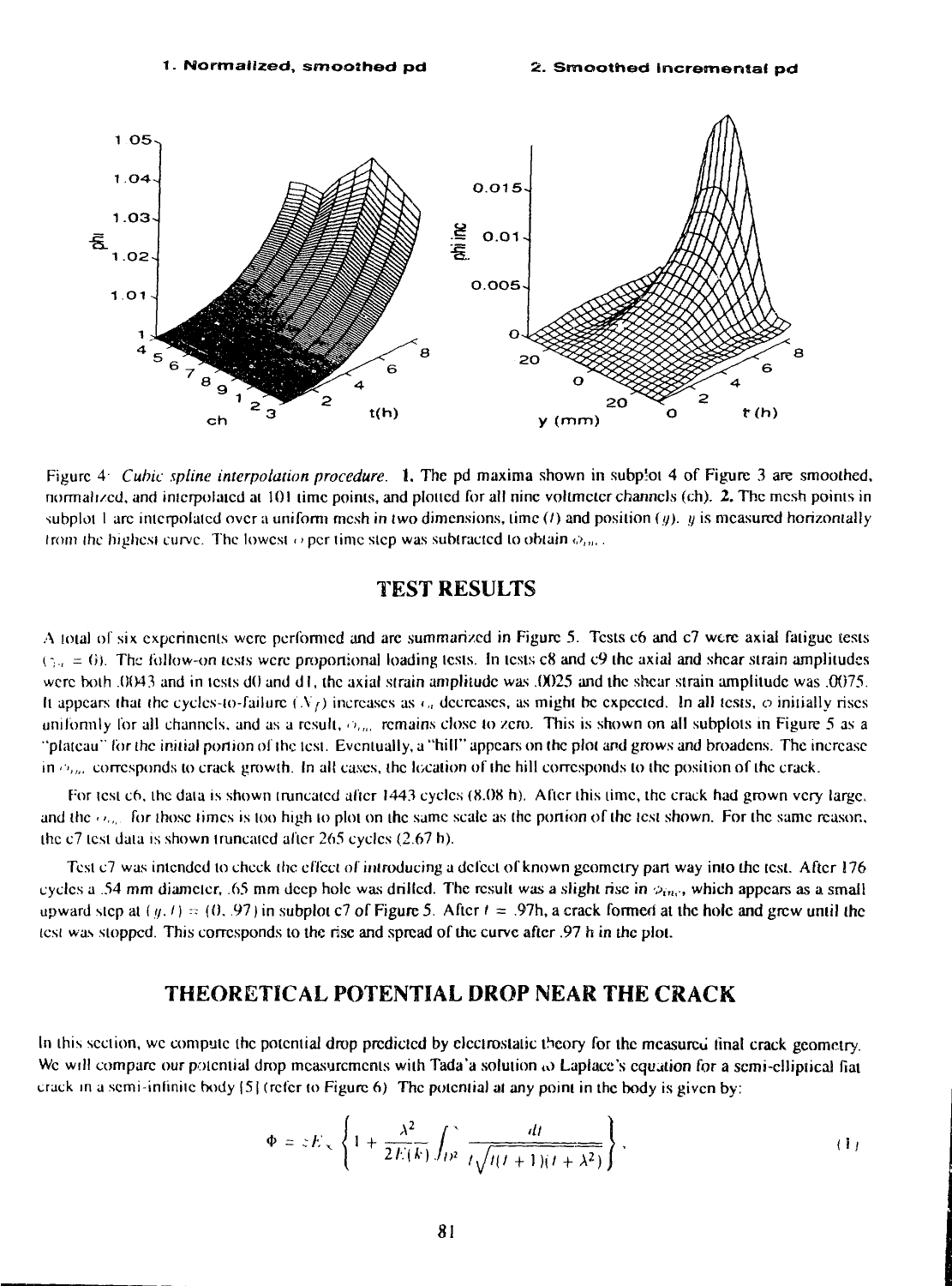1. Normalized, smoothed pd    2. Smoothed incremental pd

Figure 4: *Cubic spline interpolation procedure.* **1.** The pd maxima shown in subplot 4 of Figure 3 are smoothed, normalized, and interpolated at 101 time points, and plotted for all nine voltmeter channels (ch). **2.** The mesh points in subplot 1 are interpolated over a uniform mesh in two dimensions, time ($t$) and position ($y$). $y$ is measured horizontally from the highest curve. The lowest $\phi$ per time step was subtracted to obtain $\phi_{inc}$.

## TEST RESULTS

A total of six experiments were performed and are summarized in Figure 5. Tests c6 and c7 were axial fatigue tests ($\gamma_a = 0$). The follow-on tests were proportional loading tests. In tests c8 and c9 the axial and shear strain amplitudes were both .0043 and in tests d0 and d1, the axial strain amplitude was .0025 and the shear strain amplitude was .0075. It appears that the cycles-to-failure ($N_f$) increases as $\epsilon_a$ decreases, as might be expected. In all tests, $\phi$ initially rises uniformly for all channels, and as a result, $\phi_{inc}$ remains close to zero. This is shown on all subplots in Figure 5 as a "plateau" for the initial portion of the test. Eventually, a "hill" appears on the plot and grows and broadens. The increase in $\phi_{inc}$ corresponds to crack growth. In all cases, the location of the hill corresponds to the position of the crack.

For test c6, the data is shown truncated after 1443 cycles (8.08 h). After this time, the crack had grown very large, and the $\phi_{inc}$ for those times is too high to plot on the same scale as the portion of the test shown. For the same reason, the c7 test data is shown truncated after 265 cycles (2.67 h).

Test c7 was intended to check the effect of introducing a defect of known geometry part way into the test. After 176 cycles a .54 mm diameter, .65 mm deep hole was drilled. The result was a slight rise in $\phi_{inc}$, which appears as a small upward step at $(y, t) = (0, .97)$ in subplot c7 of Figure 5. After $t = .97$h, a crack formed at the hole and grew until the test was stopped. This corresponds to the rise and spread of the curve after .97 h in the plot.

## THEORETICAL POTENTIAL DROP NEAR THE CRACK

In this section, we compute the potential drop predicted by electrostatic theory for the measured final crack geometry. We will compare our potential drop measurements with Tada'a solution to Laplace's equation for a semi-elliptical flat crack in a semi-infinite body [5] (refer to Figure 6). The potential at any point in the body is given by:

$$\Phi = zE_\infty \left\{ 1 + \frac{\lambda^2}{2E(k)} \int_{\mu^2}^{\infty} \frac{dt}{t\sqrt{t(t+1)(t+\lambda^2)}} \right\}, \tag{1}$$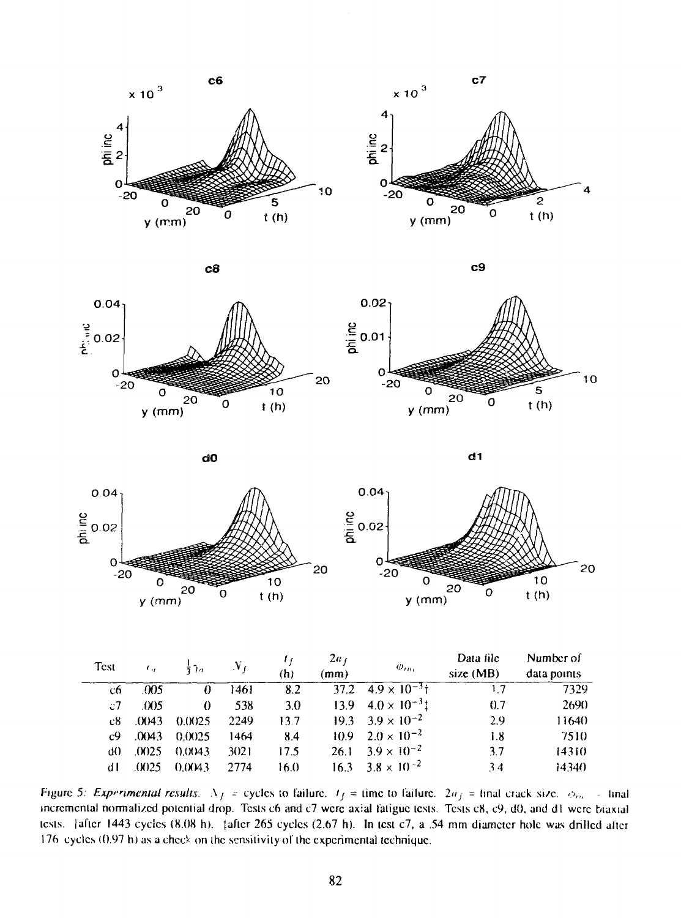| Test | $\epsilon_a$ | $\frac{1}{3}\gamma_a$ | $N_f$ | $t_f$ (h) | $2a_f$ (mm) | $\phi_{inc}$ | Data file size (MB) | Number of data points |
|---|---|---|---|---|---|---|---|---|
| c6 | .005 | 0 | 1461 | 8.2 | 37.2 | $4.9 \times 10^{-3}$† | 1.7 | 7329 |
| c7 | .005 | 0 | 538 | 3.0 | 13.9 | $4.0 \times 10^{-3}$‡ | 0.7 | 2690 |
| c8 | .0043 | 0.0025 | 2249 | 13.7 | 19.3 | $3.9 \times 10^{-2}$ | 2.9 | 11640 |
| c9 | .0043 | 0.0025 | 1464 | 8.4 | 10.9 | $2.0 \times 10^{-2}$ | 1.8 | 7510 |
| d0 | .0025 | 0.0043 | 3021 | 17.5 | 26.1 | $3.9 \times 10^{-2}$ | 3.7 | 14310 |
| d1 | .0025 | 0.0043 | 2774 | 16.0 | 16.3 | $3.8 \times 10^{-2}$ | 3.4 | 14340 |

Figure 5: *Experimental results.* $N_f$ = cycles to failure. $t_f$ = time to failure. $2a_f$ = final crack size. $\phi_{inc}$ = final incremental normalized potential drop. Tests c6 and c7 were axial fatigue tests. Tests c8, c9, d0, and d1 were biaxial tests. †after 1443 cycles (8.08 h). ‡after 265 cycles (2.67 h). In test c7, a .54 mm diameter hole was drilled after 176 cycles (0.97 h) as a check on the sensitivity of the experimental technique.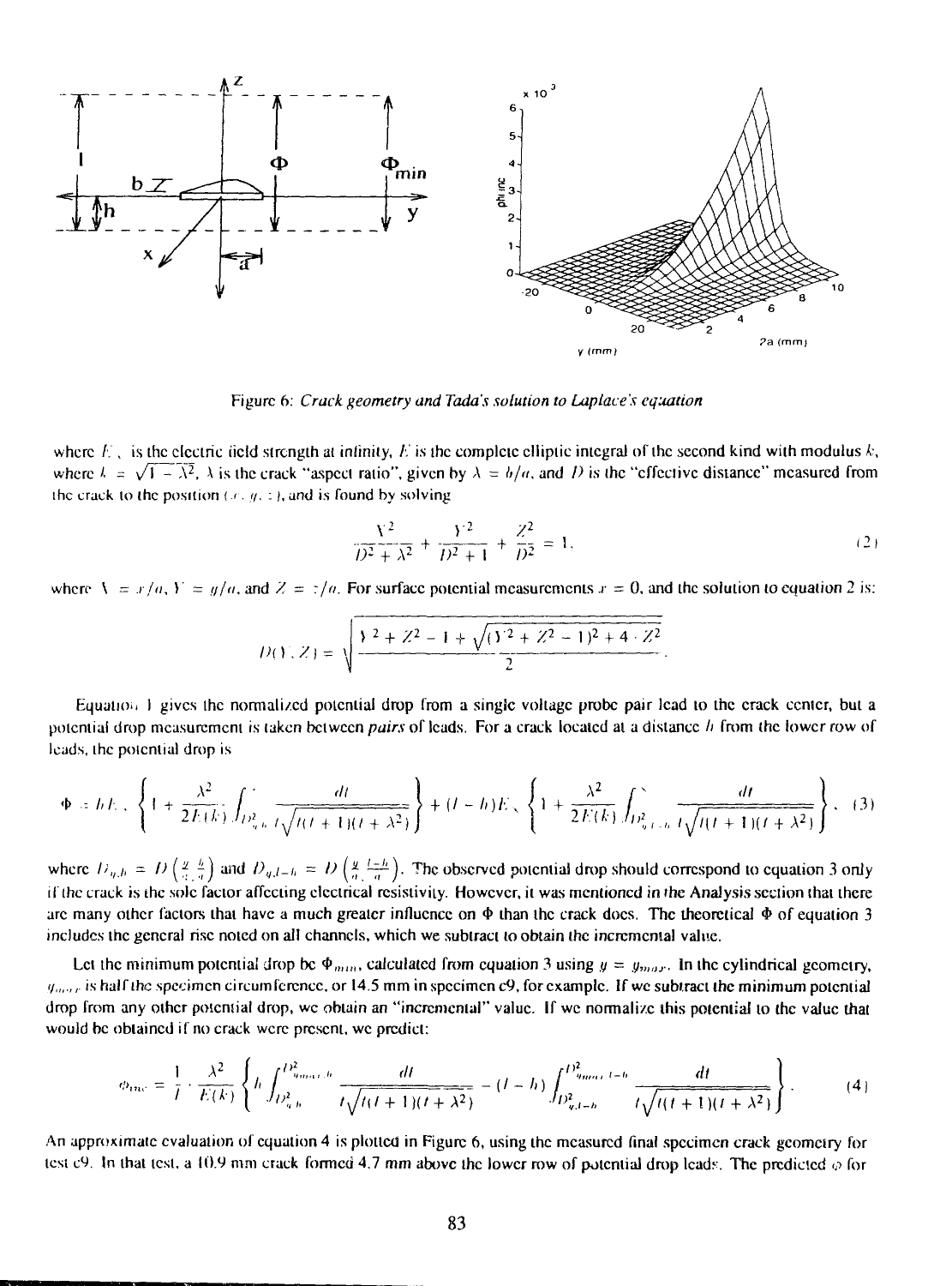Figure 6: *Crack geometry and Tada's solution to Laplace's equation*

where $E_\infty$ is the electric field strength at infinity, $E$ is the complete elliptic integral of the second kind with modulus $k$, where $k = \sqrt{1-\lambda^2}$, $\lambda$ is the crack "aspect ratio", given by $\lambda = b/a$, and $D$ is the "effective distance" measured from the crack to the position $(x, y, z)$, and is found by solving

$$\frac{X^2}{D^2+\lambda^2} + \frac{Y^2}{D^2+1} + \frac{Z^2}{D^2} = 1, \tag{2}$$

where $X = x/a$, $Y = y/a$, and $Z = z/a$. For surface potential measurements $x = 0$, and the solution to equation 2 is:

$$D(Y, Z) = \sqrt{\frac{Y^2 + Z^2 - 1 + \sqrt{(Y^2 + Z^2 - 1)^2 + 4 \cdot Z^2}}{2}}.$$

Equation 1 gives the normalized potential drop from a single voltage probe pair lead to the crack center, but a potential drop measurement is taken between *pairs* of leads. For a crack located at a distance $h$ from the lower row of leads, the potential drop is

$$\Phi = hE_\infty\left\{1 + \frac{\lambda^2}{2E(k)}\int_{D^2_{y,h}}^{\infty}\frac{dt}{t\sqrt{t(t+1)(t+\lambda^2)}}\right\} + (l-h)E_\infty\left\{1 + \frac{\lambda^2}{2E(k)}\int_{D^2_{y,l-h}}^{\infty}\frac{dt}{t\sqrt{t(t+1)(t+\lambda^2)}}\right\}, \tag{3}$$

where $D_{y,h} = D\left(\frac{y}{a}, \frac{h}{a}\right)$ and $D_{y,l-h} = D\left(\frac{y}{a}, \frac{l-h}{a}\right)$. The observed potential drop should correspond to equation 3 only if the crack is the sole factor affecting electrical resistivity. However, it was mentioned in the Analysis section that there are many other factors that have a much greater influence on $\Phi$ than the crack does. The theoretical $\Phi$ of equation 3 includes the general rise noted on all channels, which we subtract to obtain the incremental value.

Let the minimum potential drop be $\Phi_{min}$, calculated from equation 3 using $y = y_{max}$. In the cylindrical geometry, $y_{max}$ is half the specimen circumference, or 14.5 mm in specimen c9, for example. If we subtract the minimum potential drop from any other potential drop, we obtain an "incremental" value. If we normalize this potential to the value that would be obtained if no crack were present, we predict:

$$\phi_{inc} = \frac{1}{l}\cdot\frac{\lambda^2}{E(k)}\left\{h\int_{D^2_{y,h}}^{D^2_{y_{max},h}}\frac{dt}{t\sqrt{t(t+1)(t+\lambda^2)}} - (l-h)\int_{D^2_{y,l-h}}^{D^2_{y_{max},l-h}}\frac{dt}{t\sqrt{t(t+1)(t+\lambda^2)}}\right\}. \tag{4}$$

An approximate evaluation of equation 4 is plotted in Figure 6, using the measured final specimen crack geometry for test c9. In that test, a 10.9 mm crack formed 4.7 mm above the lower row of potential drop leads. The predicted $\phi$ for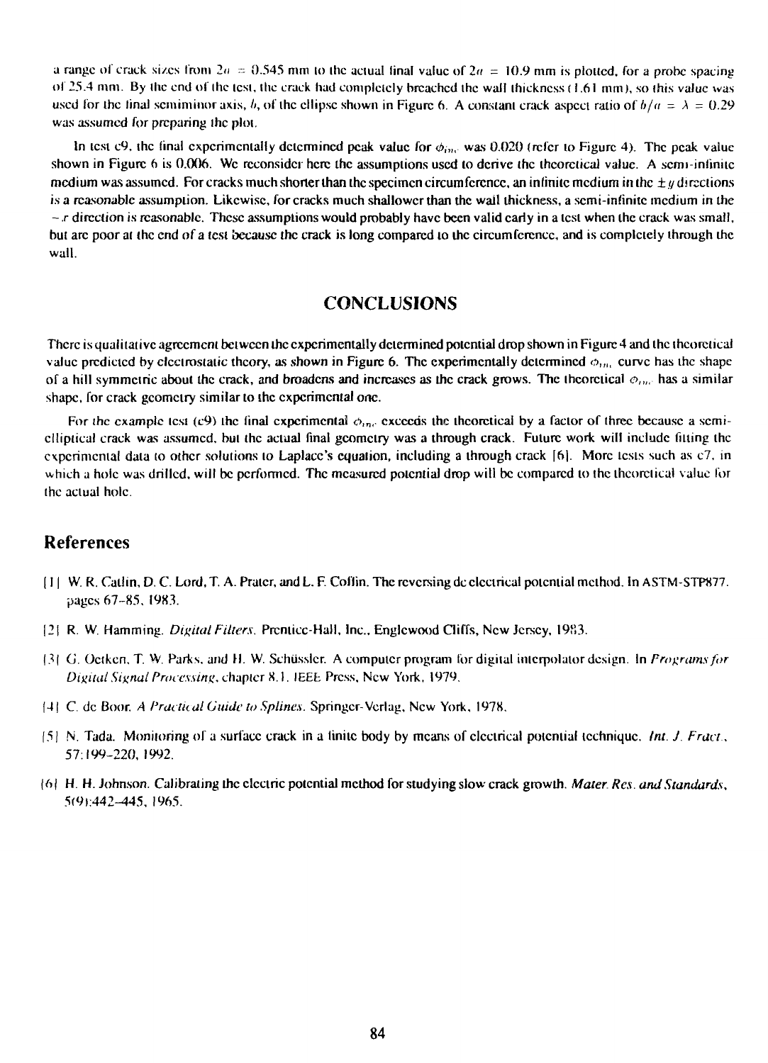a range of crack sizes from $2a = 0.545$ mm to the actual final value of $2a = 10.9$ mm is plotted, for a probe spacing of 25.4 mm. By the end of the test, the crack had completely breached the wall thickness (1.61 mm), so this value was used for the final semiminor axis, $b$, of the ellipse shown in Figure 6. A constant crack aspect ratio of $b/a = \lambda = 0.29$ was assumed for preparing the plot.

In test c9, the final experimentally determined peak value for $\phi_{in}$ was 0.020 (refer to Figure 4). The peak value shown in Figure 6 is 0.006. We reconsider here the assumptions used to derive the theoretical value. A semi-infinite medium was assumed. For cracks much shorter than the specimen circumference, an infinite medium in the $\pm y$ directions is a reasonable assumption. Likewise, for cracks much shallower than the wall thickness, a semi-infinite medium in the $-x$ direction is reasonable. These assumptions would probably have been valid early in a test when the crack was small, but are poor at the end of a test because the crack is long compared to the circumference, and is completely through the wall.

## CONCLUSIONS

There is qualitative agreement between the experimentally determined potential drop shown in Figure 4 and the theoretical value predicted by electrostatic theory, as shown in Figure 6. The experimentally determined $\phi_{in}$ curve has the shape of a hill symmetric about the crack, and broadens and increases as the crack grows. The theoretical $\phi_{in}$ has a similar shape, for crack geometry similar to the experimental one.

For the example test (c9) the final experimental $\phi_{in}$ exceeds the theoretical by a factor of three because a semi-elliptical crack was assumed, but the actual final geometry was a through crack. Future work will include fitting the experimental data to other solutions to Laplace's equation, including a through crack [6]. More tests such as c7, in which a hole was drilled, will be performed. The measured potential drop will be compared to the theoretical value for the actual hole.

## References

[1] W. R. Catlin, D. C. Lord, T. A. Prater, and L. F. Coffin. The reversing dc electrical potential method. In ASTM-STP877. pages 67–85, 1983.

[2] R. W. Hamming. *Digital Filters*. Prentice-Hall, Inc., Englewood Cliffs, New Jersey, 1983.

[3] G. Oetken, T. W. Parks, and H. W. Schüssler. A computer program for digital interpolator design. In *Programs for Digital Signal Processing*, chapter 8.1. IEEE Press, New York, 1979.

[4] C. de Boor. *A Practical Guide to Splines*. Springer-Verlag, New York, 1978.

[5] N. Tada. Monitoring of a surface crack in a finite body by means of electrical potential technique. *Int. J. Fract.*, 57:199–220, 1992.

[6] H. H. Johnson. Calibrating the electric potential method for studying slow crack growth. *Mater. Res. and Standards*, 5(9):442–445, 1965.